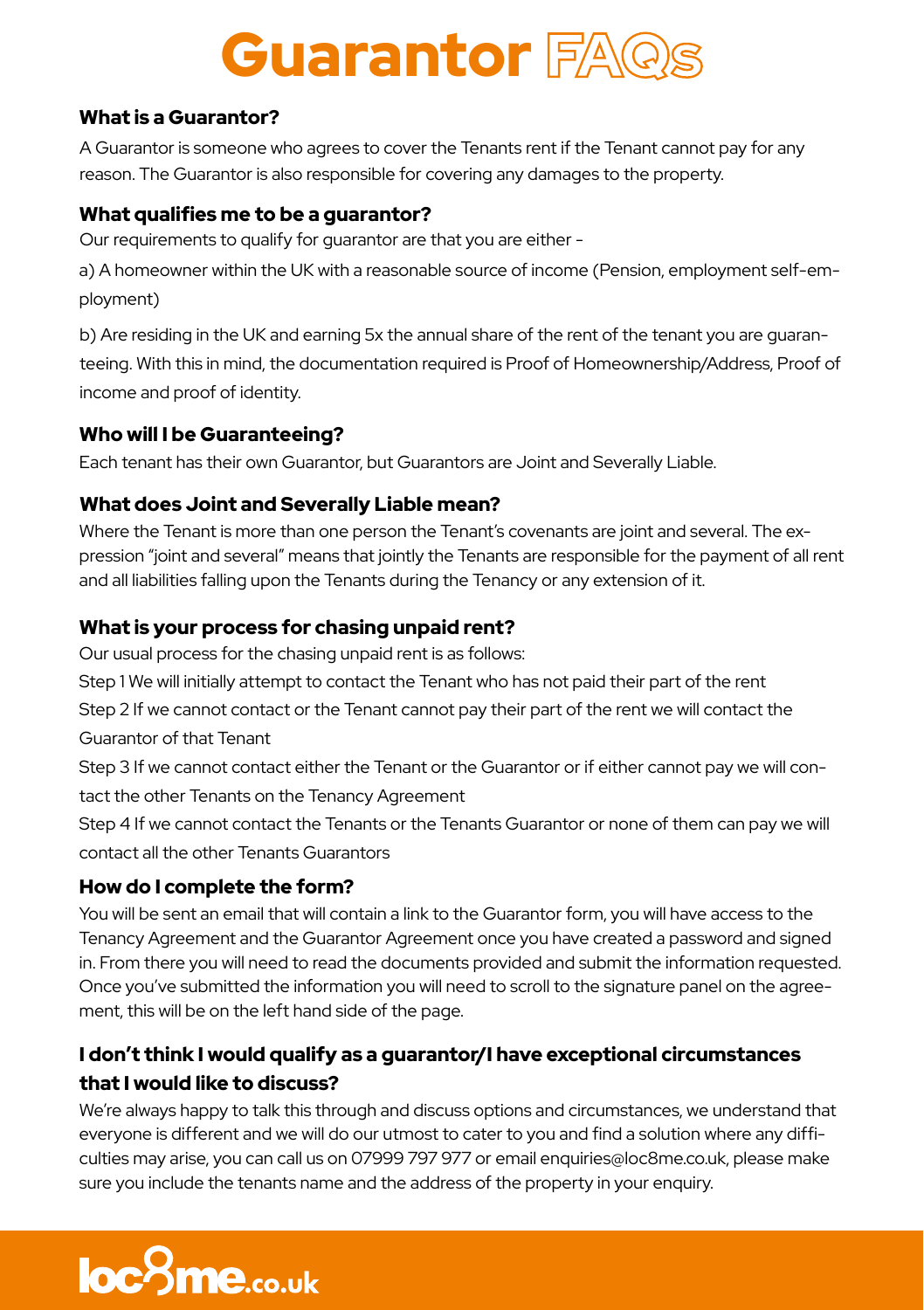# Guarantor FAQs

### What is a Guarantor?

A Guarantor is someone who agrees to cover the Tenants rent if the Tenant cannot pay for any reason. The Guarantor is also responsible for covering any damages to the property.

### What qualifies me to be a guarantor?

Our requirements to qualify for guarantor are that you are either -

a) A homeowner within the UK with a reasonable source of income (Pension, employment self-employment)

b) Are residing in the UK and earning 5x the annual share of the rent of the tenant you are guaranteeing. With this in mind, the documentation required is Proof of Homeownership/Address, Proof of income and proof of identity.

### Who will I be Guaranteeing?

Each tenant has their own Guarantor, but Guarantors are Joint and Severally Liable.

### What does Joint and Severally Liable mean?

Where the Tenant is more than one person the Tenant's covenants are joint and several. The expression "joint and several" means that jointly the Tenants are responsible for the payment of all rent and all liabilities falling upon the Tenants during the Tenancy or any extension of it.

### What is your process for chasing unpaid rent?

Our usual process for the chasing unpaid rent is as follows:

Step 1 We will initially attempt to contact the Tenant who has not paid their part of the rent

Step 2 If we cannot contact or the Tenant cannot pay their part of the rent we will contact the Guarantor of that Tenant

Step 3 If we cannot contact either the Tenant or the Guarantor or if either cannot pay we will contact the other Tenants on the Tenancy Agreement

Step 4 If we cannot contact the Tenants or the Tenants Guarantor or none of them can pay we will contact all the other Tenants Guarantors

### How do I complete the form?

You will be sent an email that will contain a link to the Guarantor form, you will have access to the Tenancy Agreement and the Guarantor Agreement once you have created a password and signed in. From there you will need to read the documents provided and submit the information requested. Once you've submitted the information you will need to scroll to the signature panel on the agreement, this will be on the left hand side of the page.

### I don't think I would qualify as a guarantor/I have exceptional circumstances that I would like to discuss?

We're always happy to talk this through and discuss options and circumstances, we understand that everyone is different and we will do our utmost to cater to you and find a solution where any difficulties may arise, you can call us on 07999 797 977 or email enquiries@loc8me.co.uk, please make sure you include the tenants name and the address of the property in your enquiry.

loc8me.co.uk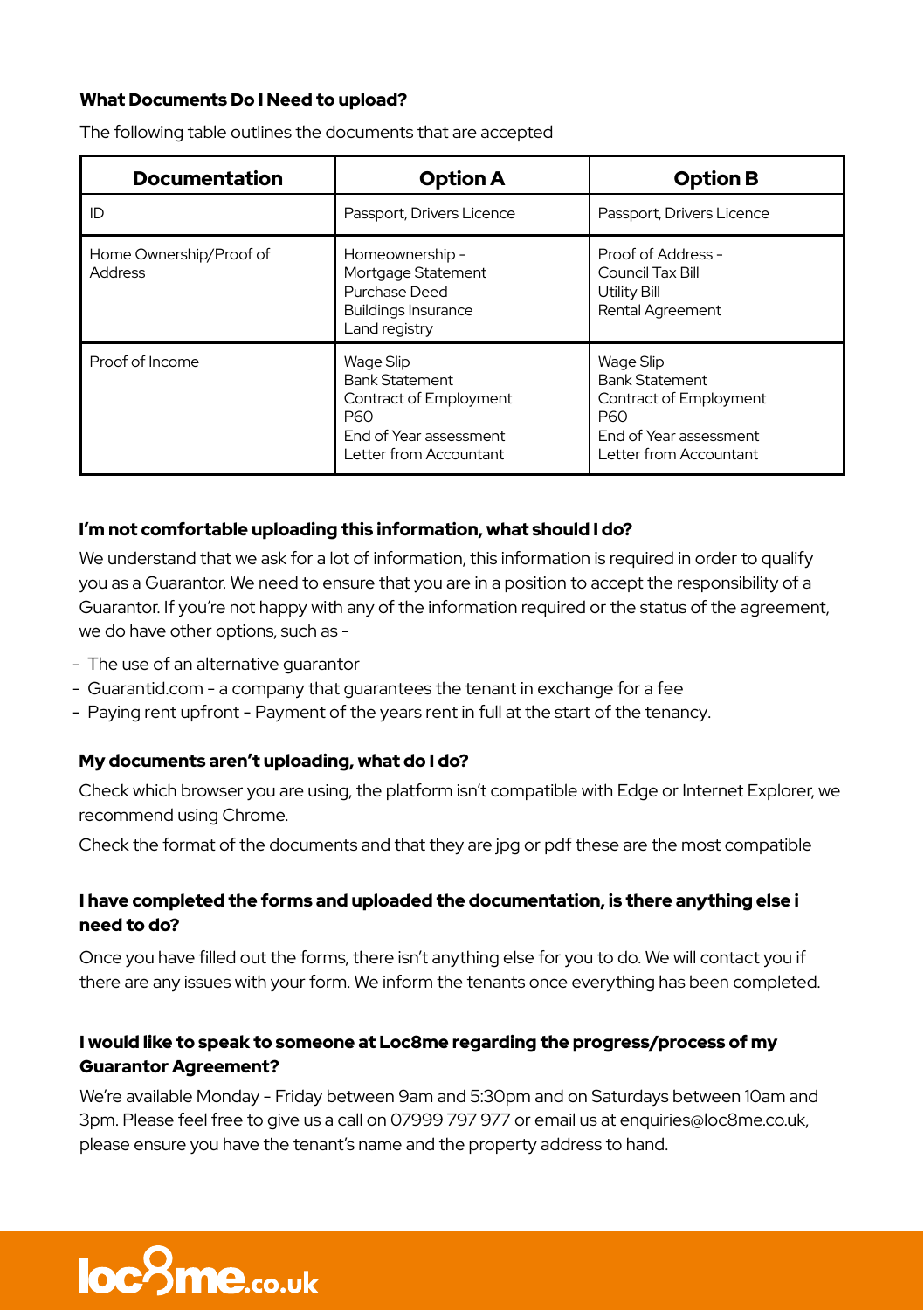**What Documents Do I Need to upload?**

The following table outlines the documents that are accepted

| Documentation | Option A | Option B |
|---|---|---|
| ID | Passport, Drivers Licence | Passport, Drivers Licence |
| Home Ownership/Proof of Address | Homeownership - Mortgage Statement Purchase Deed Buildings Insurance Land registry | Proof of Address - Council Tax Bill Utility Bill Rental Agreement |
| Proof of Income | Wage Slip Bank Statement Contract of Employment P60 End of Year assessment Letter from Accountant | Wage Slip Bank Statement Contract of Employment P60 End of Year assessment Letter from Accountant |

**I'm not comfortable uploading this information, what should I do?**

We understand that we ask for a lot of information, this information is required in order to qualify you as a Guarantor. We need to ensure that you are in a position to accept the responsibility of a Guarantor. If you're not happy with any of the information required or the status of the agreement, we do have other options, such as -

- The use of an alternative guarantor
- Guarantid.com - a company that guarantees the tenant in exchange for a fee
- Paying rent upfront - Payment of the years rent in full at the start of the tenancy.

**My documents aren't uploading, what do I do?**

Check which browser you are using, the platform isn't compatible with Edge or Internet Explorer, we recommend using Chrome.

Check the format of the documents and that they are jpg or pdf these are the most compatible

**I have completed the forms and uploaded the documentation, is there anything else i need to do?**

Once you have filled out the forms, there isn't anything else for you to do. We will contact you if there are any issues with your form. We inform the tenants once everything has been completed.

**I would like to speak to someone at Loc8me regarding the progress/process of my Guarantor Agreement?**

We're available Monday - Friday between 9am and 5:30pm and on Saturdays between 10am and 3pm. Please feel free to give us a call on 07999 797 977 or email us at enquiries@loc8me.co.uk, please ensure you have the tenant's name and the property address to hand.

loc8me.co.uk